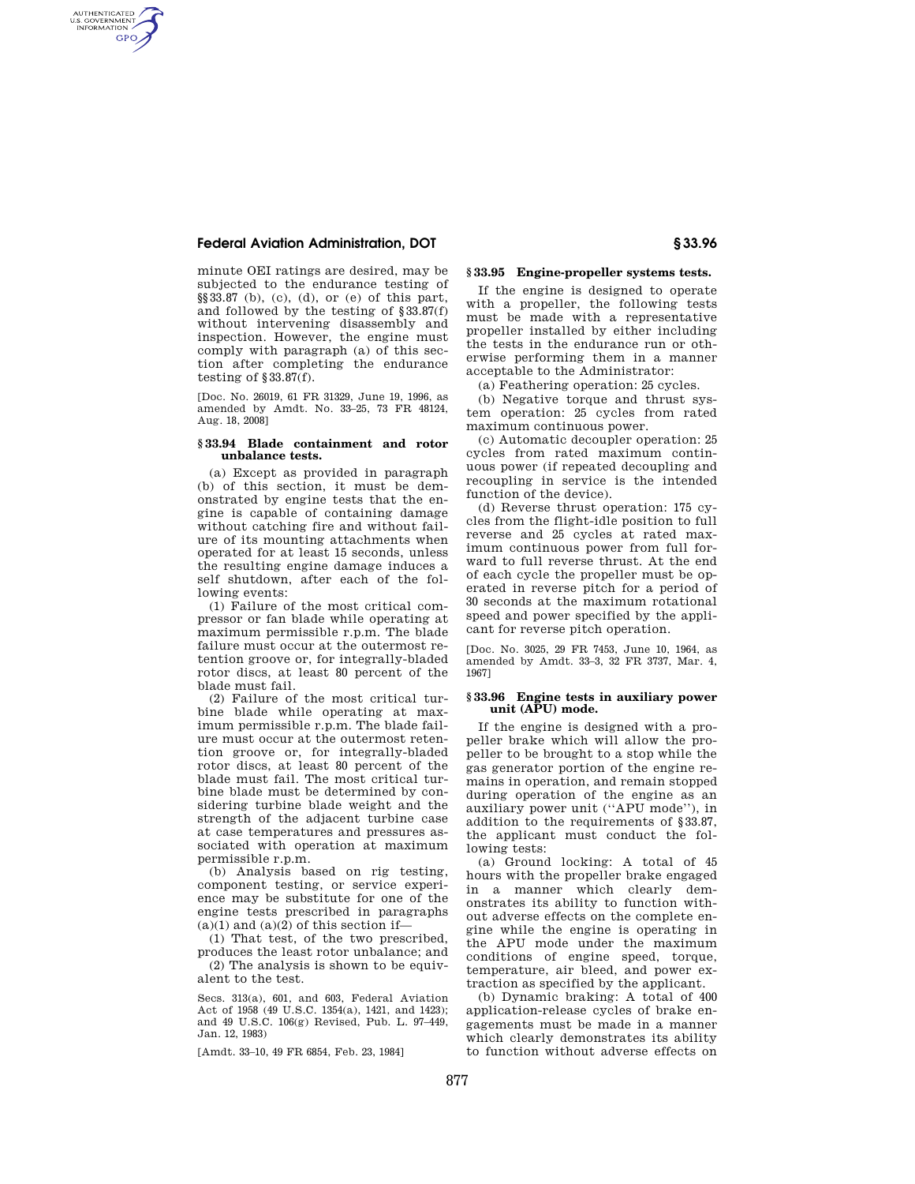minute OEI ratings are desired, may be subjected to the endurance testing of §§33.87 (b), (c), (d), or (e) of this part, and followed by the testing of §33.87(f) without intervening disassembly and inspection. However, the engine must comply with paragraph (a) of this section after completing the endurance testing of §33.87(f).

[Doc. No. 26019, 61 FR 31329, June 19, 1996, as amended by Amdt. No. 33–25, 73 FR 48124, Aug. 18, 2008]

### § 33.94 Blade containment and rotor unbalance tests.

(a) Except as provided in paragraph (b) of this section, it must be demonstrated by engine tests that the engine is capable of containing damage without catching fire and without failure of its mounting attachments when operated for at least 15 seconds, unless the resulting engine damage induces a self shutdown, after each of the following events:

(1) Failure of the most critical compressor or fan blade while operating at maximum permissible r.p.m. The blade failure must occur at the outermost retention groove or, for integrally-bladed rotor discs, at least 80 percent of the blade must fail.

(2) Failure of the most critical turbine blade while operating at maximum permissible r.p.m. The blade failure must occur at the outermost retention groove or, for integrally-bladed rotor discs, at least 80 percent of the blade must fail. The most critical turbine blade must be determined by considering turbine blade weight and the strength of the adjacent turbine case at case temperatures and pressures associated with operation at maximum permissible r.p.m.

(b) Analysis based on rig testing, component testing, or service experience may be substitute for one of the engine tests prescribed in paragraphs (a)(1) and (a)(2) of this section if—

(1) That test, of the two prescribed, produces the least rotor unbalance; and

(2) The analysis is shown to be equivalent to the test.

Secs. 313(a), 601, and 603, Federal Aviation Act of 1958 (49 U.S.C. 1354(a), 1421, and 1423); and 49 U.S.C. 106(g) Revised, Pub. L. 97–449, Jan. 12, 1983)

[Amdt. 33–10, 49 FR 6854, Feb. 23, 1984]

### § 33.95 Engine-propeller systems tests.

If the engine is designed to operate with a propeller, the following tests must be made with a representative propeller installed by either including the tests in the endurance run or otherwise performing them in a manner acceptable to the Administrator:

(a) Feathering operation: 25 cycles.

(b) Negative torque and thrust system operation: 25 cycles from rated maximum continuous power.

(c) Automatic decoupler operation: 25 cycles from rated maximum continuous power (if repeated decoupling and recoupling in service is the intended function of the device).

(d) Reverse thrust operation: 175 cycles from the flight-idle position to full reverse and 25 cycles at rated maximum continuous power from full forward to full reverse thrust. At the end of each cycle the propeller must be operated in reverse pitch for a period of 30 seconds at the maximum rotational speed and power specified by the applicant for reverse pitch operation.

[Doc. No. 3025, 29 FR 7453, June 10, 1964, as amended by Amdt. 33–3, 32 FR 3737, Mar. 4, 1967]

### § 33.96 Engine tests in auxiliary power unit (APU) mode.

If the engine is designed with a propeller brake which will allow the propeller to be brought to a stop while the gas generator portion of the engine remains in operation, and remain stopped during operation of the engine as an auxiliary power unit (''APU mode''), in addition to the requirements of §33.87, the applicant must conduct the following tests:

(a) Ground locking: A total of 45 hours with the propeller brake engaged in a manner which clearly demonstrates its ability to function without adverse effects on the complete engine while the engine is operating in the APU mode under the maximum conditions of engine speed, torque, temperature, air bleed, and power extraction as specified by the applicant.

(b) Dynamic braking: A total of 400 application-release cycles of brake engagements must be made in a manner which clearly demonstrates its ability to function without adverse effects on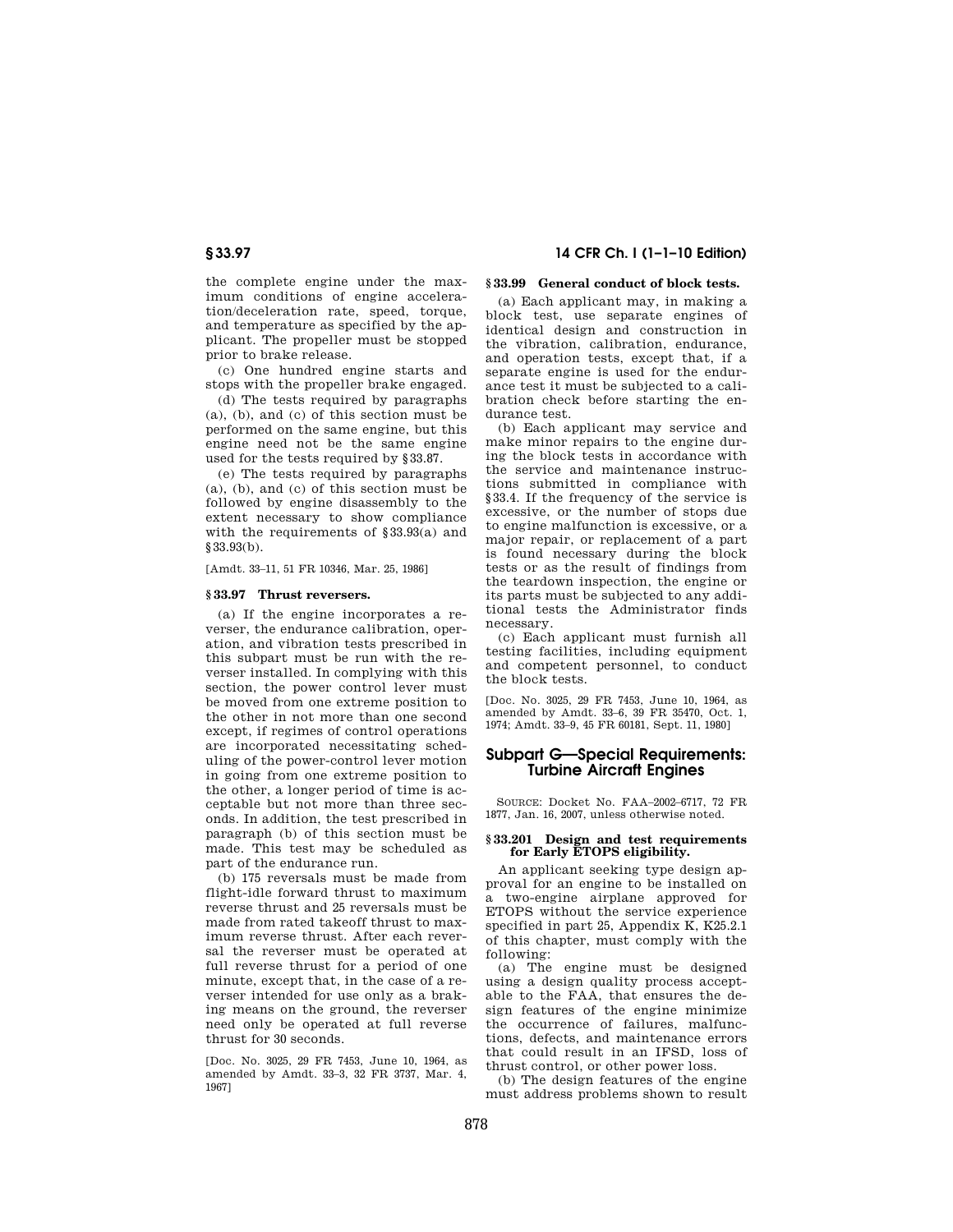the complete engine under the maximum conditions of engine acceleration/deceleration rate, speed, torque, and temperature as specified by the applicant. The propeller must be stopped prior to brake release.

(c) One hundred engine starts and stops with the propeller brake engaged.

(d) The tests required by paragraphs (a), (b), and (c) of this section must be performed on the same engine, but this engine need not be the same engine used for the tests required by §33.87.

(e) The tests required by paragraphs (a), (b), and (c) of this section must be followed by engine disassembly to the extent necessary to show compliance with the requirements of §33.93(a) and §33.93(b).

[Amdt. 33–11, 51 FR 10346, Mar. 25, 1986]

### §33.97 Thrust reversers.

(a) If the engine incorporates a reverser, the endurance calibration, operation, and vibration tests prescribed in this subpart must be run with the reverser installed. In complying with this section, the power control lever must be moved from one extreme position to the other in not more than one second except, if regimes of control operations are incorporated necessitating scheduling of the power-control lever motion in going from one extreme position to the other, a longer period of time is acceptable but not more than three seconds. In addition, the test prescribed in paragraph (b) of this section must be made. This test may be scheduled as part of the endurance run.

(b) 175 reversals must be made from flight-idle forward thrust to maximum reverse thrust and 25 reversals must be made from rated takeoff thrust to maximum reverse thrust. After each reversal the reverser must be operated at full reverse thrust for a period of one minute, except that, in the case of a reverser intended for use only as a braking means on the ground, the reverser need only be operated at full reverse thrust for 30 seconds.

[Doc. No. 3025, 29 FR 7453, June 10, 1964, as amended by Amdt. 33–3, 32 FR 3737, Mar. 4, 1967]

### §33.99 General conduct of block tests.

(a) Each applicant may, in making a block test, use separate engines of identical design and construction in the vibration, calibration, endurance, and operation tests, except that, if a separate engine is used for the endurance test it must be subjected to a calibration check before starting the endurance test.

(b) Each applicant may service and make minor repairs to the engine during the block tests in accordance with the service and maintenance instructions submitted in compliance with §33.4. If the frequency of the service is excessive, or the number of stops due to engine malfunction is excessive, or a major repair, or replacement of a part is found necessary during the block tests or as the result of findings from the teardown inspection, the engine or its parts must be subjected to any additional tests the Administrator finds necessary.

(c) Each applicant must furnish all testing facilities, including equipment and competent personnel, to conduct the block tests.

[Doc. No. 3025, 29 FR 7453, June 10, 1964, as amended by Amdt. 33–6, 39 FR 35470, Oct. 1, 1974; Amdt. 33–9, 45 FR 60181, Sept. 11, 1980]

## Subpart G—Special Requirements: Turbine Aircraft Engines

SOURCE: Docket No. FAA–2002–6717, 72 FR 1877, Jan. 16, 2007, unless otherwise noted.

### §33.201 Design and test requirements for Early ETOPS eligibility.

An applicant seeking type design approval for an engine to be installed on a two-engine airplane approved for ETOPS without the service experience specified in part 25, Appendix K, K25.2.1 of this chapter, must comply with the following:

(a) The engine must be designed using a design quality process acceptable to the FAA, that ensures the design features of the engine minimize the occurrence of failures, malfunctions, defects, and maintenance errors that could result in an IFSD, loss of thrust control, or other power loss.

(b) The design features of the engine must address problems shown to result